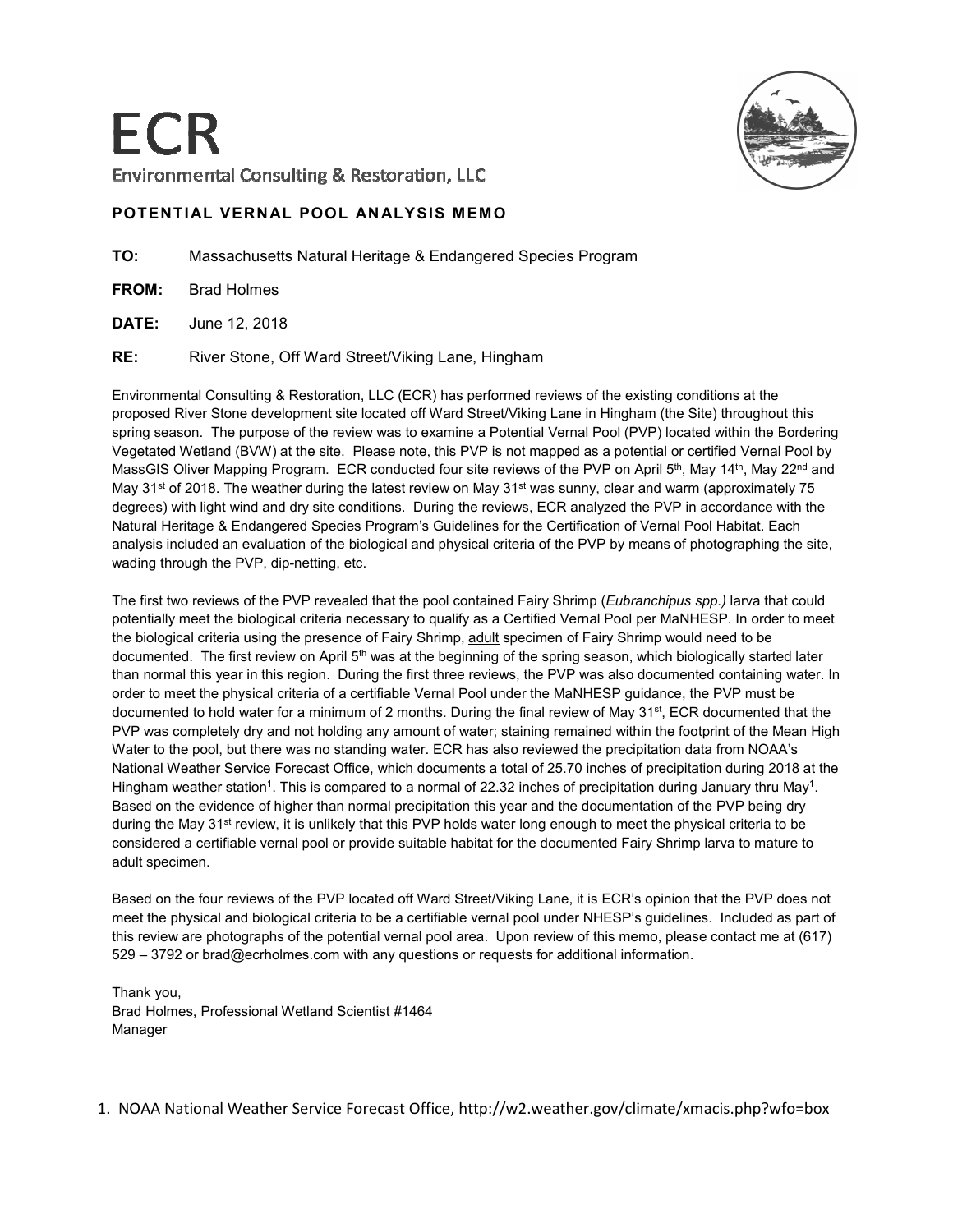# ECR

Environmental Consulting & Restoration, LLC

## POTENTIAL VERNAL POOL ANALYSIS MEMO

**TO:** Massachusetts Natural Heritage & Endangered Species Program

**FROM:** Brad Holmes

**DATE:** June 12, 2018

**RE:** River Stone, Off Ward Street/Viking Lane, Hingham

Environmental Consulting & Restoration, LLC (ECR) has performed reviews of the existing conditions at the proposed River Stone development site located off Ward Street/Viking Lane in Hingham (the Site) throughout this spring season. The purpose of the review was to examine a Potential Vernal Pool (PVP) located within the Bordering Vegetated Wetland (BVW) at the site. Please note, this PVP is not mapped as a potential or certified Vernal Pool by MassGIS Oliver Mapping Program. ECR conducted four site reviews of the PVP on April 5th, May 14th, May 22nd and May 31st of 2018. The weather during the latest review on May 31st was sunny, clear and warm (approximately 75 degrees) with light wind and dry site conditions. During the reviews, ECR analyzed the PVP in accordance with the Natural Heritage & Endangered Species Program's Guidelines for the Certification of Vernal Pool Habitat. Each analysis included an evaluation of the biological and physical criteria of the PVP by means of photographing the site, wading through the PVP, dip-netting, etc.

The first two reviews of the PVP revealed that the pool contained Fairy Shrimp (*Eubranchipus spp.)* larva that could potentially meet the biological criteria necessary to qualify as a Certified Vernal Pool per MaNHESP. In order to meet the biological criteria using the presence of Fairy Shrimp, <u>adult</u> specimen of Fairy Shrimp would need to be documented. The first review on April 5th was at the beginning of the spring season, which biologically started later than normal this year in this region. During the first three reviews, the PVP was also documented containing water. In order to meet the physical criteria of a certifiable Vernal Pool under the MaNHESP guidance, the PVP must be documented to hold water for a minimum of 2 months. During the final review of May 31st, ECR documented that the PVP was completely dry and not holding any amount of water; staining remained within the footprint of the Mean High Water to the pool, but there was no standing water. ECR has also reviewed the precipitation data from NOAA's National Weather Service Forecast Office, which documents a total of 25.70 inches of precipitation during 2018 at the Hingham weather station[1]. This is compared to a normal of 22.32 inches of precipitation during January thru May[1]. Based on the evidence of higher than normal precipitation this year and the documentation of the PVP being dry during the May 31st review, it is unlikely that this PVP holds water long enough to meet the physical criteria to be considered a certifiable vernal pool or provide suitable habitat for the documented Fairy Shrimp larva to mature to adult specimen.

Based on the four reviews of the PVP located off Ward Street/Viking Lane, it is ECR's opinion that the PVP does not meet the physical and biological criteria to be a certifiable vernal pool under NHESP's guidelines. Included as part of this review are photographs of the potential vernal pool area. Upon review of this memo, please contact me at (617) 529 – 3792 or brad@ecrholmes.com with any questions or requests for additional information.

Thank you,
Brad Holmes, Professional Wetland Scientist #1464
Manager

1. NOAA National Weather Service Forecast Office, http://w2.weather.gov/climate/xmacis.php?wfo=box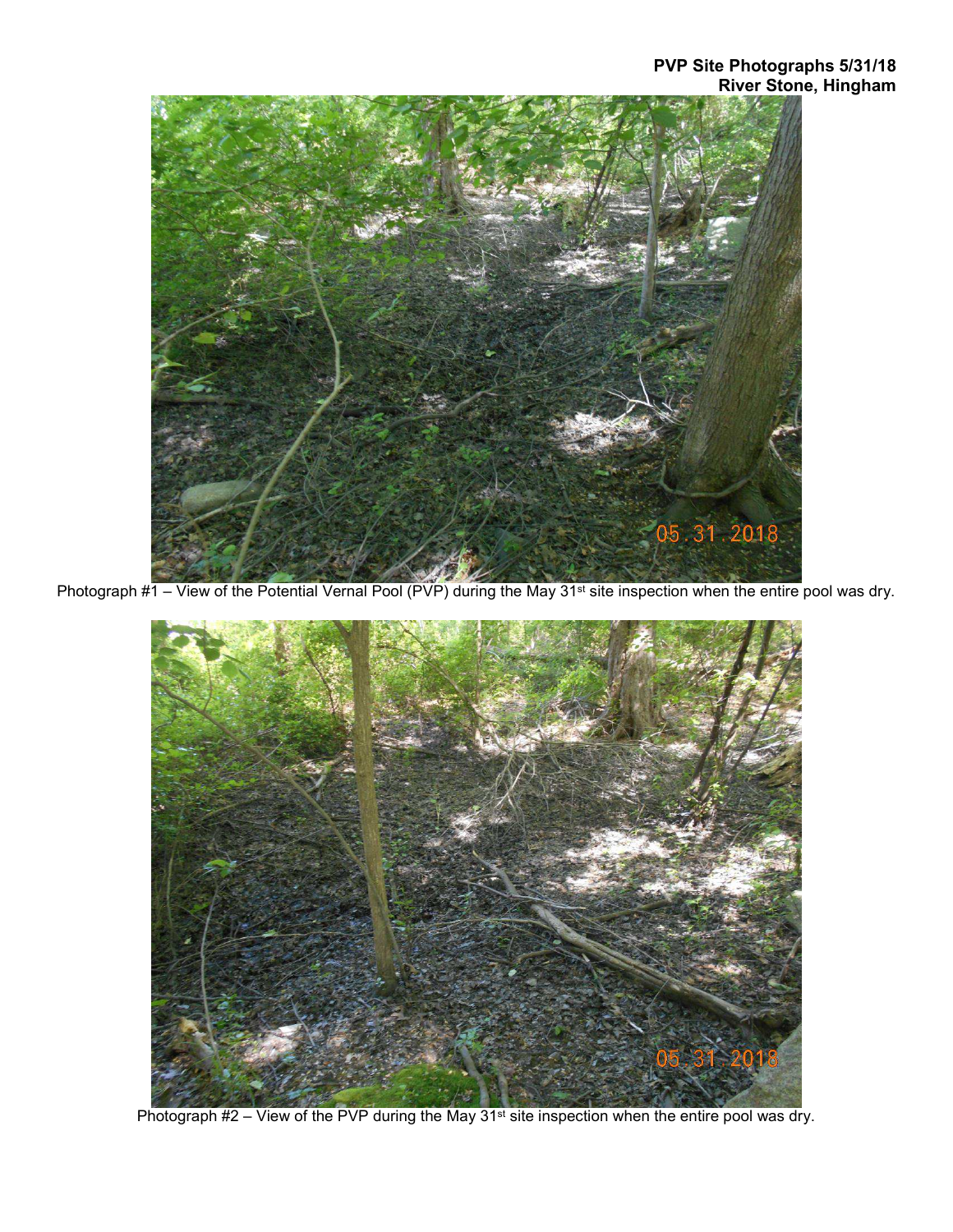**PVP Site Photographs 5/31/18**
**River Stone, Hingham**

Photograph #1 – View of the Potential Vernal Pool (PVP) during the May 31st site inspection when the entire pool was dry.

Photograph #2 – View of the PVP during the May 31st site inspection when the entire pool was dry.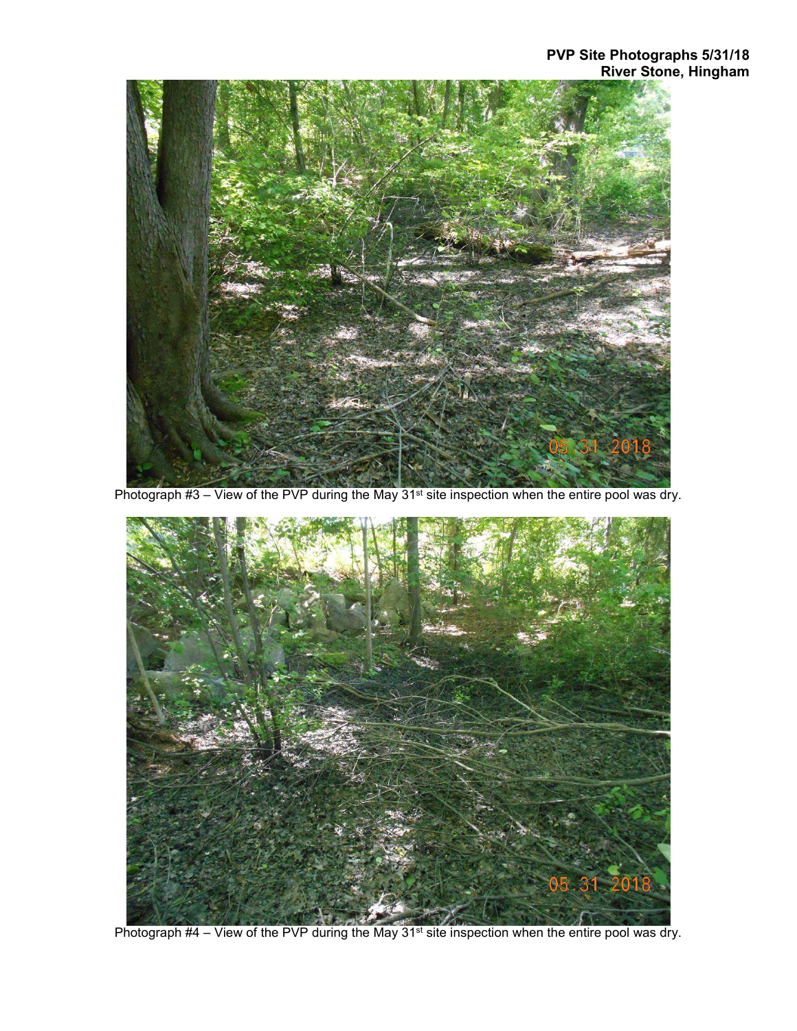Photograph #3 – View of the PVP during the May 31st site inspection when the entire pool was dry.

Photograph #4 – View of the PVP during the May 31st site inspection when the entire pool was dry.